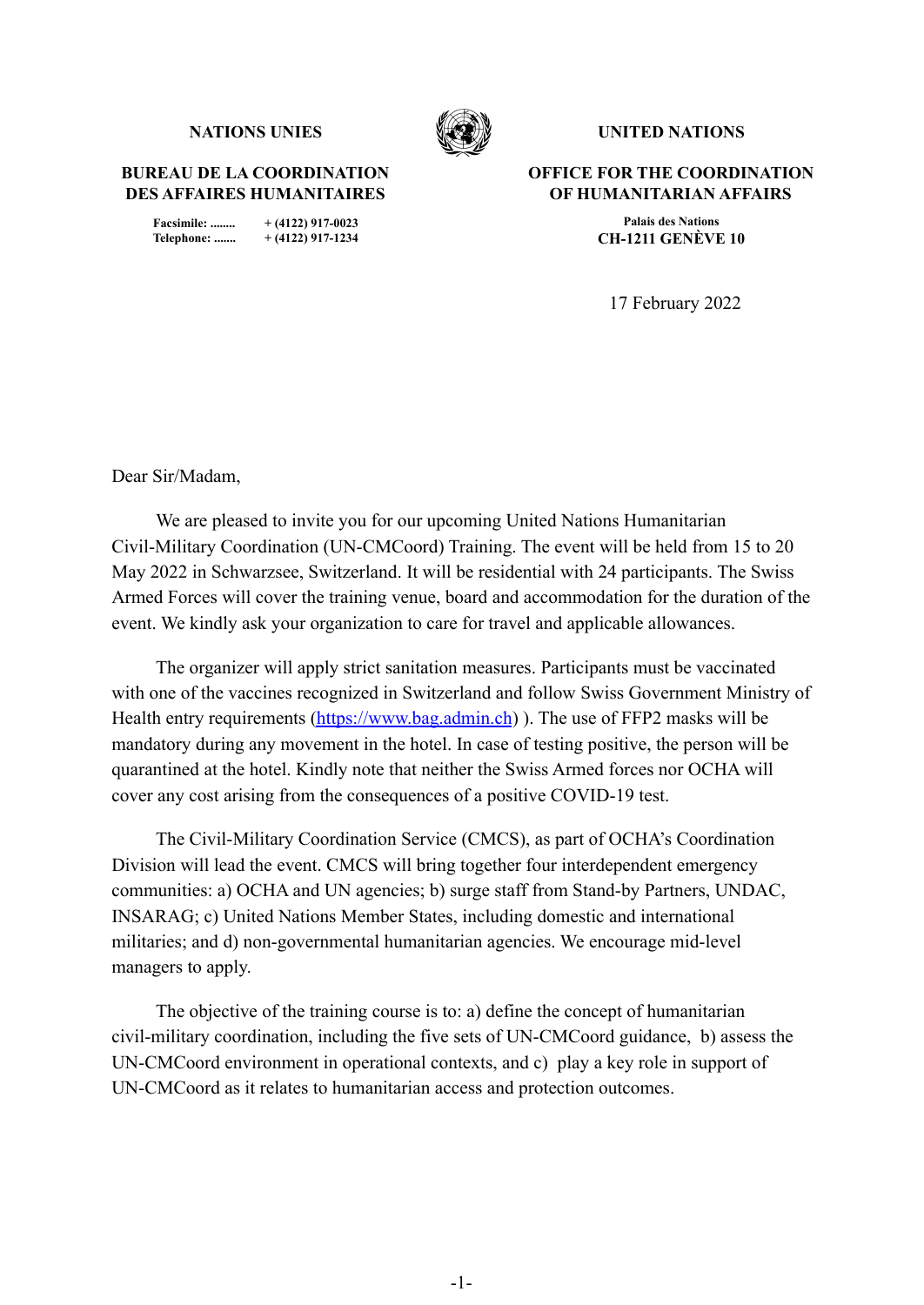**NATIONS UNIES**

**BUREAU DE LA COORDINATION DES AFFAIRES HUMANITAIRES**

**Facsimile: ........ + (4122) 917-0023**
**Telephone: ....... + (4122) 917-1234**

**UNITED NATIONS**

**OFFICE FOR THE COORDINATION OF HUMANITARIAN AFFAIRS**

**Palais des Nations**
**CH-1211 GENÈVE 10**

17 February 2022

Dear Sir/Madam,

We are pleased to invite you for our upcoming United Nations Humanitarian Civil-Military Coordination (UN-CMCoord) Training. The event will be held from 15 to 20 May 2022 in Schwarzsee, Switzerland. It will be residential with 24 participants. The Swiss Armed Forces will cover the training venue, board and accommodation for the duration of the event. We kindly ask your organization to care for travel and applicable allowances.

The organizer will apply strict sanitation measures. Participants must be vaccinated with one of the vaccines recognized in Switzerland and follow Swiss Government Ministry of Health entry requirements ([https://www.bag.admin.ch](https://www.bag.admin.ch)) ). The use of FFP2 masks will be mandatory during any movement in the hotel. In case of testing positive, the person will be quarantined at the hotel. Kindly note that neither the Swiss Armed forces nor OCHA will cover any cost arising from the consequences of a positive COVID-19 test.

The Civil-Military Coordination Service (CMCS), as part of OCHA's Coordination Division will lead the event. CMCS will bring together four interdependent emergency communities: a) OCHA and UN agencies; b) surge staff from Stand-by Partners, UNDAC, INSARAG; c) United Nations Member States, including domestic and international militaries; and d) non-governmental humanitarian agencies. We encourage mid-level managers to apply.

The objective of the training course is to: a) define the concept of humanitarian civil-military coordination, including the five sets of UN-CMCoord guidance, b) assess the UN-CMCoord environment in operational contexts, and c) play a key role in support of UN-CMCoord as it relates to humanitarian access and protection outcomes.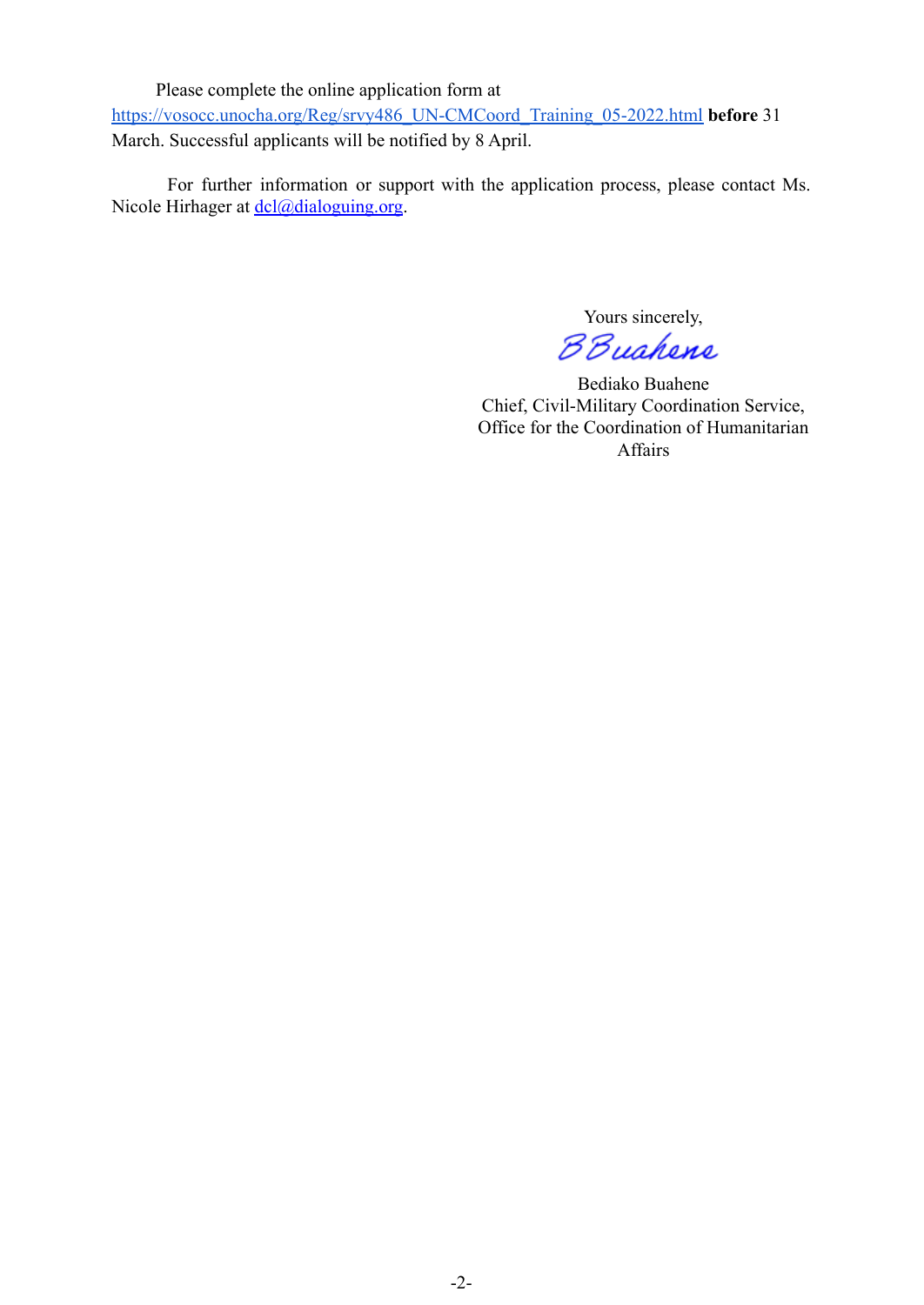Please complete the online application form at https://vosocc.unocha.org/Reg/srvy486_UN-CMCoord_Training_05-2022.html **before** 31 March. Successful applicants will be notified by 8 April.

For further information or support with the application process, please contact Ms. Nicole Hirhager at dcl@dialoguing.org.

Yours sincerely,

B Buahene

Bediako Buahene
Chief, Civil-Military Coordination Service,
Office for the Coordination of Humanitarian Affairs